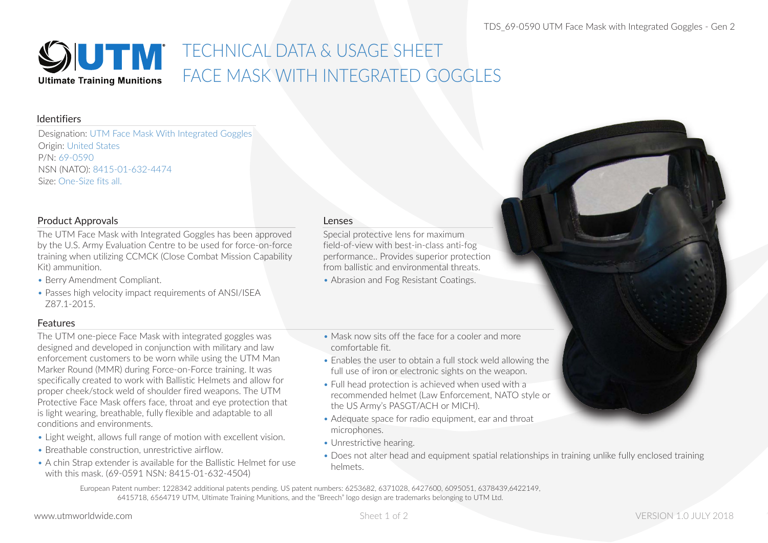# TECHNICAL DATA & USAGE SHEET
# FACE MASK WITH INTEGRATED GOGGLES

## Identifiers

Designation: UTM Face Mask With Integrated Goggles
Origin: United States
P/N: 69-0590
NSN (NATO): 8415-01-632-4474
Size: One-Size fits all.

## Product Approvals

The UTM Face Mask with Integrated Goggles has been approved by the U.S. Army Evaluation Centre to be used for force-on-force training when utilizing CCMCK (Close Combat Mission Capability Kit) ammunition.

- Berry Amendment Compliant.
- Passes high velocity impact requirements of ANSI/ISEA Z87.1-2015.

## Lenses

Special protective lens for maximum field-of-view with best-in-class anti-fog performance.. Provides superior protection from ballistic and environmental threats.

- Abrasion and Fog Resistant Coatings.

## Features

The UTM one-piece Face Mask with integrated goggles was designed and developed in conjunction with military and law enforcement customers to be worn while using the UTM Man Marker Round (MMR) during Force-on-Force training. It was specifically created to work with Ballistic Helmets and allow for proper cheek/stock weld of shoulder fired weapons. The UTM Protective Face Mask offers face, throat and eye protection that is light wearing, breathable, fully flexible and adaptable to all conditions and environments.

- Light weight, allows full range of motion with excellent vision.
- Breathable construction, unrestrictive airflow.
- A chin Strap extender is available for the Ballistic Helmet for use with this mask. (69-0591 NSN: 8415-01-632-4504)
- Mask now sits off the face for a cooler and more comfortable fit.
- Enables the user to obtain a full stock weld allowing the full use of iron or electronic sights on the weapon.
- Full head protection is achieved when used with a recommended helmet (Law Enforcement, NATO style or the US Army's PASGT/ACH or MICH).
- Adequate space for radio equipment, ear and throat microphones.
- Unrestrictive hearing.
- Does not alter head and equipment spatial relationships in training unlike fully enclosed training helmets.

European Patent number: 1228342 additional patents pending. US patent numbers: 6253682, 6371028, 6427600, 6095051, 6378439,6422149, 6415718, 6564719 UTM, Ultimate Training Munitions, and the "Breech" logo design are trademarks belonging to UTM Ltd.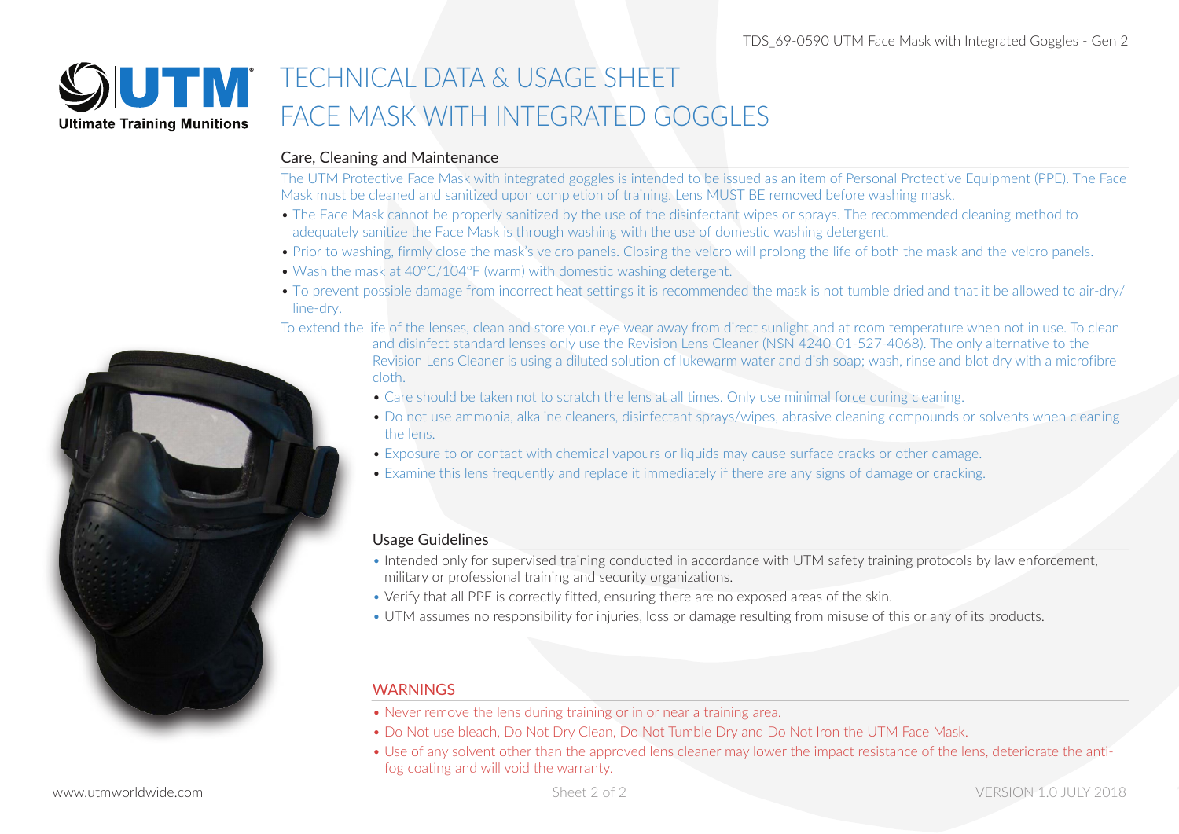# TECHNICAL DATA & USAGE SHEET
# FACE MASK WITH INTEGRATED GOGGLES

## Care, Cleaning and Maintenance

The UTM Protective Face Mask with integrated goggles is intended to be issued as an item of Personal Protective Equipment (PPE). The Face Mask must be cleaned and sanitized upon completion of training. Lens MUST BE removed before washing mask.

- The Face Mask cannot be properly sanitized by the use of the disinfectant wipes or sprays. The recommended cleaning method to adequately sanitize the Face Mask is through washing with the use of domestic washing detergent.
- Prior to washing, firmly close the mask's velcro panels. Closing the velcro will prolong the life of both the mask and the velcro panels.
- Wash the mask at 40°C/104°F (warm) with domestic washing detergent.
- To prevent possible damage from incorrect heat settings it is recommended the mask is not tumble dried and that it be allowed to air-dry/line-dry.

To extend the life of the lenses, clean and store your eye wear away from direct sunlight and at room temperature when not in use. To clean and disinfect standard lenses only use the Revision Lens Cleaner (NSN 4240-01-527-4068). The only alternative to the Revision Lens Cleaner is using a diluted solution of lukewarm water and dish soap; wash, rinse and blot dry with a microfibre cloth.

- Care should be taken not to scratch the lens at all times. Only use minimal force during cleaning.
- Do not use ammonia, alkaline cleaners, disinfectant sprays/wipes, abrasive cleaning compounds or solvents when cleaning the lens.
- Exposure to or contact with chemical vapours or liquids may cause surface cracks or other damage.
- Examine this lens frequently and replace it immediately if there are any signs of damage or cracking.

## Usage Guidelines

- Intended only for supervised training conducted in accordance with UTM safety training protocols by law enforcement, military or professional training and security organizations.
- Verify that all PPE is correctly fitted, ensuring there are no exposed areas of the skin.
- UTM assumes no responsibility for injuries, loss or damage resulting from misuse of this or any of its products.

## WARNINGS

- Never remove the lens during training or in or near a training area.
- Do Not use bleach, Do Not Dry Clean, Do Not Tumble Dry and Do Not Iron the UTM Face Mask.
- Use of any solvent other than the approved lens cleaner may lower the impact resistance of the lens, deteriorate the anti-fog coating and will void the warranty.

www.utmworldwide.com

VERSION 1.0 JULY 2018